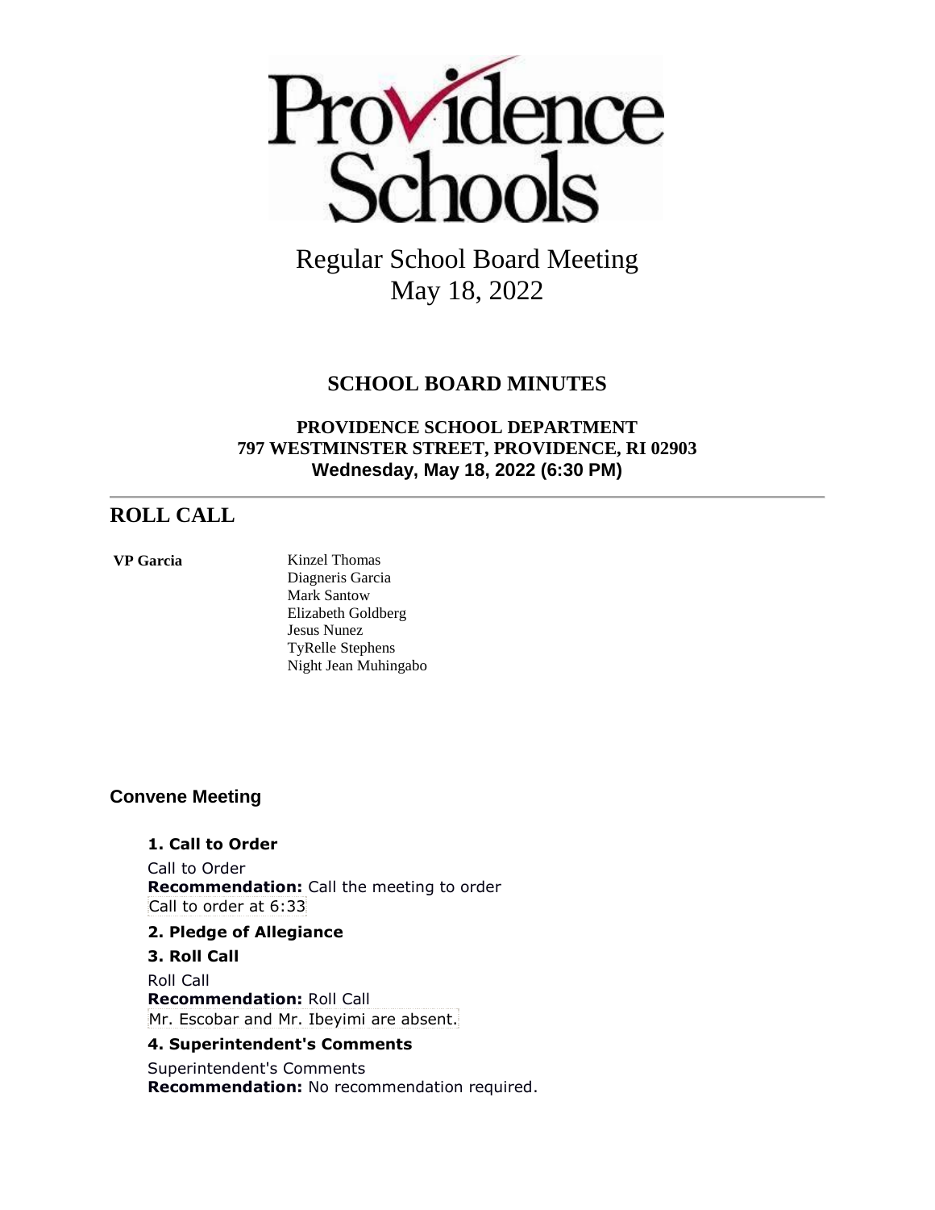Providence Schools

# Regular School Board Meeting
# May 18, 2022

## SCHOOL BOARD MINUTES

**PROVIDENCE SCHOOL DEPARTMENT**
**797 WESTMINSTER STREET, PROVIDENCE, RI 02903**
**Wednesday, May 18, 2022 (6:30 PM)**

---

## ROLL CALL

**VP Garcia**

Kinzel Thomas
Diagneris Garcia
Mark Santow
Elizabeth Goldberg
Jesus Nunez
TyRelle Stephens
Night Jean Muhingabo

### Convene Meeting

**1. Call to Order**

Call to Order
**Recommendation:** Call the meeting to order
Call to order at 6:33

**2. Pledge of Allegiance**

**3. Roll Call**

Roll Call
**Recommendation:** Roll Call
Mr. Escobar and Mr. Ibeyimi are absent.

**4. Superintendent's Comments**

Superintendent's Comments
**Recommendation:** No recommendation required.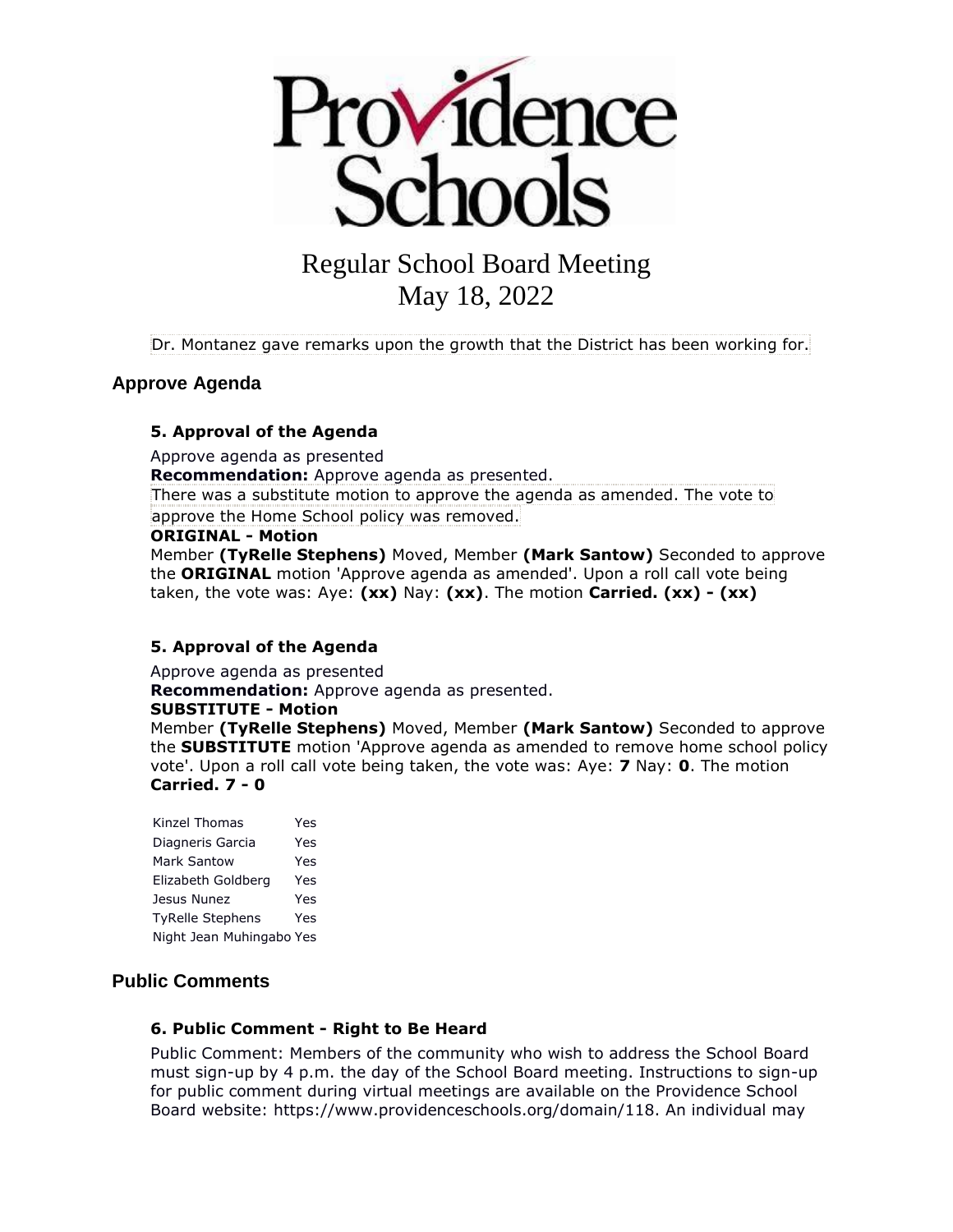Providence Schools

# Regular School Board Meeting
# May 18, 2022

Dr. Montanez gave remarks upon the growth that the District has been working for.

## Approve Agenda

### 5. Approval of the Agenda

Approve agenda as presented

**Recommendation:** Approve agenda as presented.

There was a substitute motion to approve the agenda as amended. The vote to approve the Home School policy was removed.

**ORIGINAL - Motion**

Member **(TyRelle Stephens)** Moved, Member **(Mark Santow)** Seconded to approve the **ORIGINAL** motion 'Approve agenda as amended'. Upon a roll call vote being taken, the vote was: Aye: **(xx)** Nay: **(xx)**. The motion **Carried. (xx) - (xx)**

### 5. Approval of the Agenda

Approve agenda as presented

**Recommendation:** Approve agenda as presented.

**SUBSTITUTE - Motion**

Member **(TyRelle Stephens)** Moved, Member **(Mark Santow)** Seconded to approve the **SUBSTITUTE** motion 'Approve agenda as amended to remove home school policy vote'. Upon a roll call vote being taken, the vote was: Aye: **7** Nay: **0**. The motion **Carried. 7 - 0**

| | |
|---|---|
| Kinzel Thomas | Yes |
| Diagneris Garcia | Yes |
| Mark Santow | Yes |
| Elizabeth Goldberg | Yes |
| Jesus Nunez | Yes |
| TyRelle Stephens | Yes |
| Night Jean Muhingabo | Yes |

## Public Comments

### 6. Public Comment - Right to Be Heard

Public Comment: Members of the community who wish to address the School Board must sign-up by 4 p.m. the day of the School Board meeting. Instructions to sign-up for public comment during virtual meetings are available on the Providence School Board website: https://www.providenceschools.org/domain/118. An individual may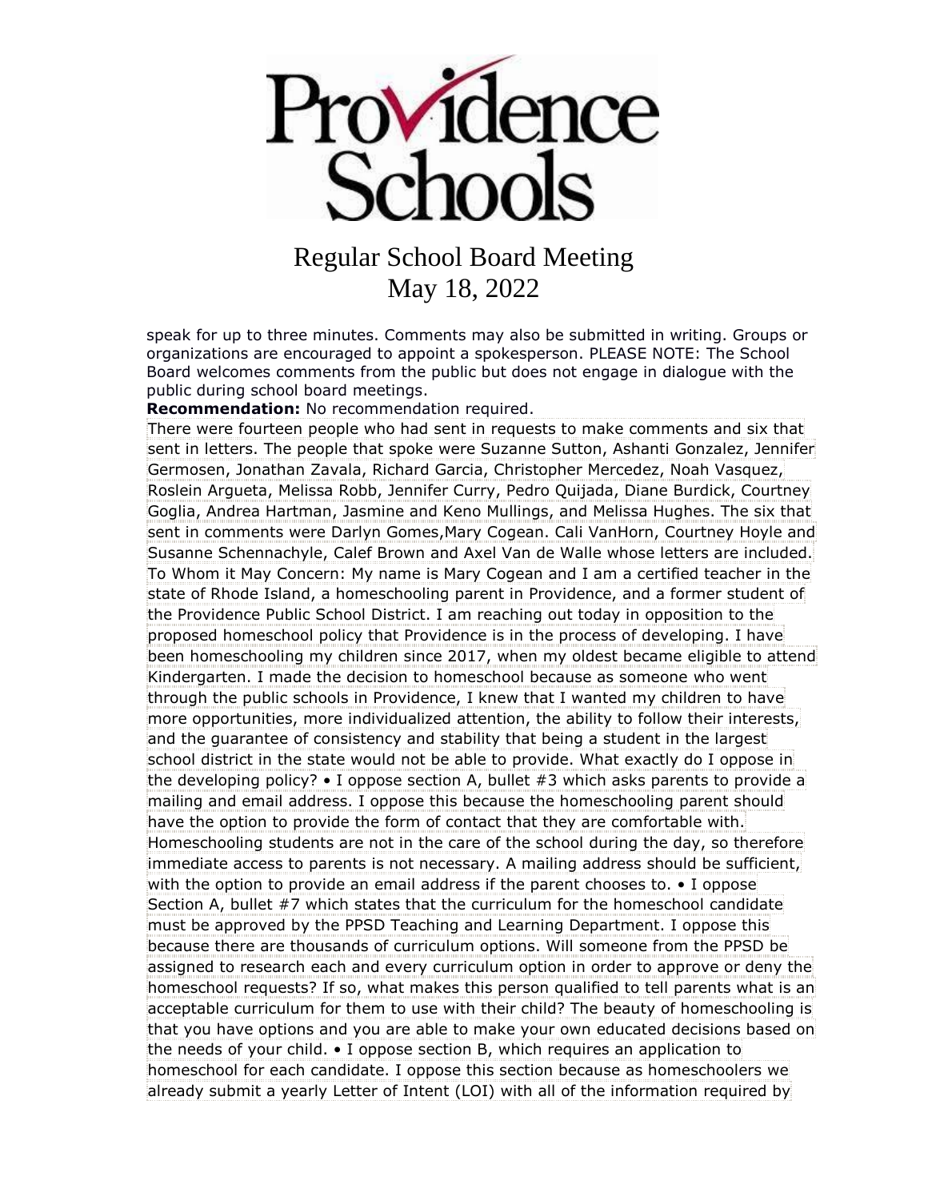speak for up to three minutes. Comments may also be submitted in writing. Groups or organizations are encouraged to appoint a spokesperson. PLEASE NOTE: The School Board welcomes comments from the public but does not engage in dialogue with the public during school board meetings.

**Recommendation:** No recommendation required.

There were fourteen people who had sent in requests to make comments and six that sent in letters. The people that spoke were Suzanne Sutton, Ashanti Gonzalez, Jennifer Germosen, Jonathan Zavala, Richard Garcia, Christopher Mercedez, Noah Vasquez, Roslein Argueta, Melissa Robb, Jennifer Curry, Pedro Quijada, Diane Burdick, Courtney Goglia, Andrea Hartman, Jasmine and Keno Mullings, and Melissa Hughes. The six that sent in comments were Darlyn Gomes,Mary Cogean. Cali VanHorn, Courtney Hoyle and Susanne Schennachyle, Calef Brown and Axel Van de Walle whose letters are included. To Whom it May Concern: My name is Mary Cogean and I am a certified teacher in the state of Rhode Island, a homeschooling parent in Providence, and a former student of the Providence Public School District. I am reaching out today in opposition to the proposed homeschool policy that Providence is in the process of developing. I have been homeschooling my children since 2017, when my oldest became eligible to attend Kindergarten. I made the decision to homeschool because as someone who went through the public schools in Providence, I knew that I wanted my children to have more opportunities, more individualized attention, the ability to follow their interests, and the guarantee of consistency and stability that being a student in the largest school district in the state would not be able to provide. What exactly do I oppose in the developing policy? • I oppose section A, bullet #3 which asks parents to provide a mailing and email address. I oppose this because the homeschooling parent should have the option to provide the form of contact that they are comfortable with. Homeschooling students are not in the care of the school during the day, so therefore immediate access to parents is not necessary. A mailing address should be sufficient, with the option to provide an email address if the parent chooses to. • I oppose Section A, bullet #7 which states that the curriculum for the homeschool candidate must be approved by the PPSD Teaching and Learning Department. I oppose this because there are thousands of curriculum options. Will someone from the PPSD be assigned to research each and every curriculum option in order to approve or deny the homeschool requests? If so, what makes this person qualified to tell parents what is an acceptable curriculum for them to use with their child? The beauty of homeschooling is that you have options and you are able to make your own educated decisions based on the needs of your child. • I oppose section B, which requires an application to homeschool for each candidate. I oppose this section because as homeschoolers we already submit a yearly Letter of Intent (LOI) with all of the information required by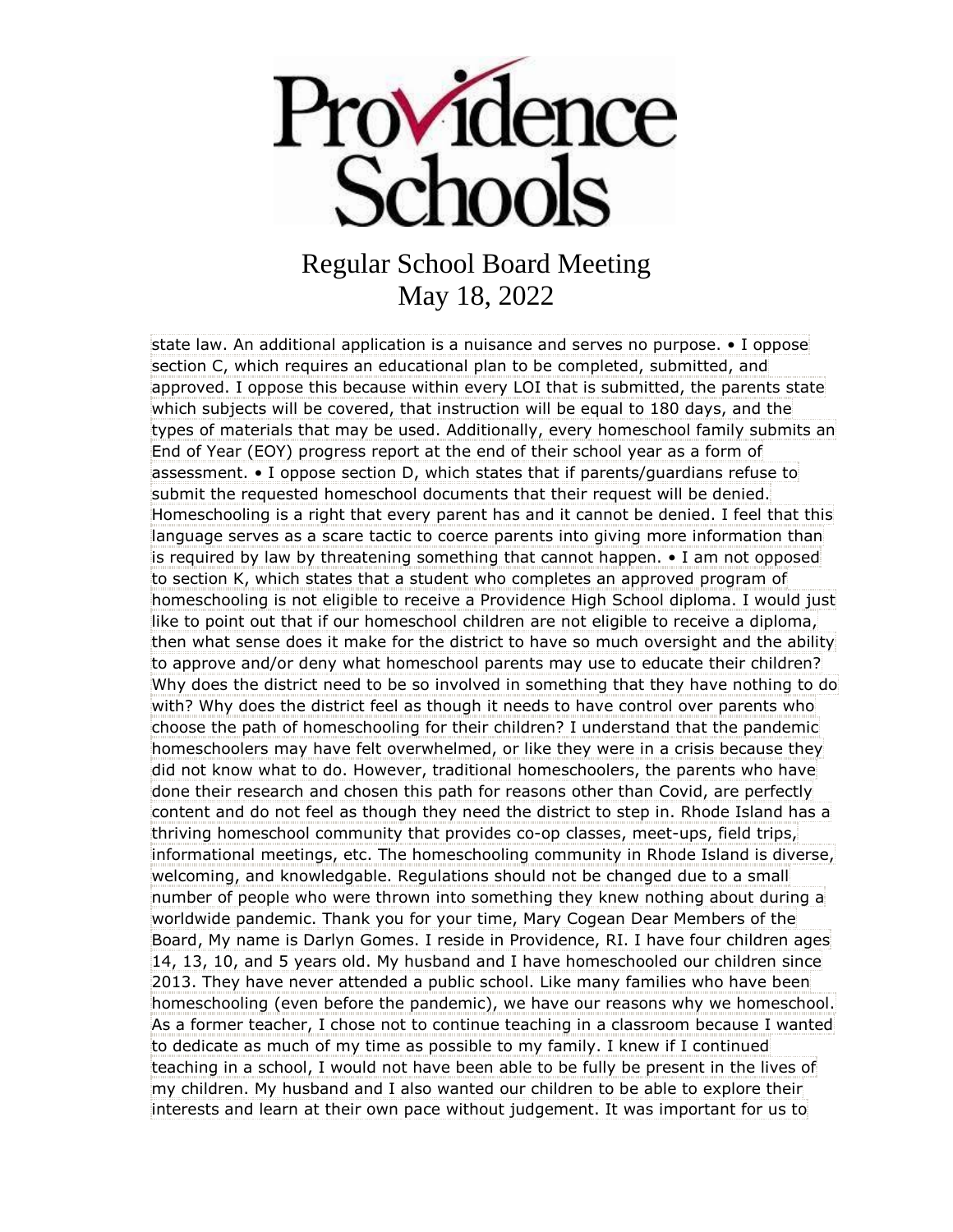state law. An additional application is a nuisance and serves no purpose. • I oppose section C, which requires an educational plan to be completed, submitted, and approved. I oppose this because within every LOI that is submitted, the parents state which subjects will be covered, that instruction will be equal to 180 days, and the types of materials that may be used. Additionally, every homeschool family submits an End of Year (EOY) progress report at the end of their school year as a form of assessment. • I oppose section D, which states that if parents/guardians refuse to submit the requested homeschool documents that their request will be denied. Homeschooling is a right that every parent has and it cannot be denied. I feel that this language serves as a scare tactic to coerce parents into giving more information than is required by law by threatening something that cannot happen. • I am not opposed to section K, which states that a student who completes an approved program of homeschooling is not eligible to receive a Providence High School diploma. I would just like to point out that if our homeschool children are not eligible to receive a diploma, then what sense does it make for the district to have so much oversight and the ability to approve and/or deny what homeschool parents may use to educate their children? Why does the district need to be so involved in something that they have nothing to do with? Why does the district feel as though it needs to have control over parents who choose the path of homeschooling for their children? I understand that the pandemic homeschoolers may have felt overwhelmed, or like they were in a crisis because they did not know what to do. However, traditional homeschoolers, the parents who have done their research and chosen this path for reasons other than Covid, are perfectly content and do not feel as though they need the district to step in. Rhode Island has a thriving homeschool community that provides co-op classes, meet-ups, field trips, informational meetings, etc. The homeschooling community in Rhode Island is diverse, welcoming, and knowledgable. Regulations should not be changed due to a small number of people who were thrown into something they knew nothing about during a worldwide pandemic. Thank you for your time, Mary Cogean Dear Members of the Board, My name is Darlyn Gomes. I reside in Providence, RI. I have four children ages 14, 13, 10, and 5 years old. My husband and I have homeschooled our children since 2013. They have never attended a public school. Like many families who have been homeschooling (even before the pandemic), we have our reasons why we homeschool. As a former teacher, I chose not to continue teaching in a classroom because I wanted to dedicate as much of my time as possible to my family. I knew if I continued teaching in a school, I would not have been able to fully be present in the lives of my children. My husband and I also wanted our children to be able to explore their interests and learn at their own pace without judgement. It was important for us to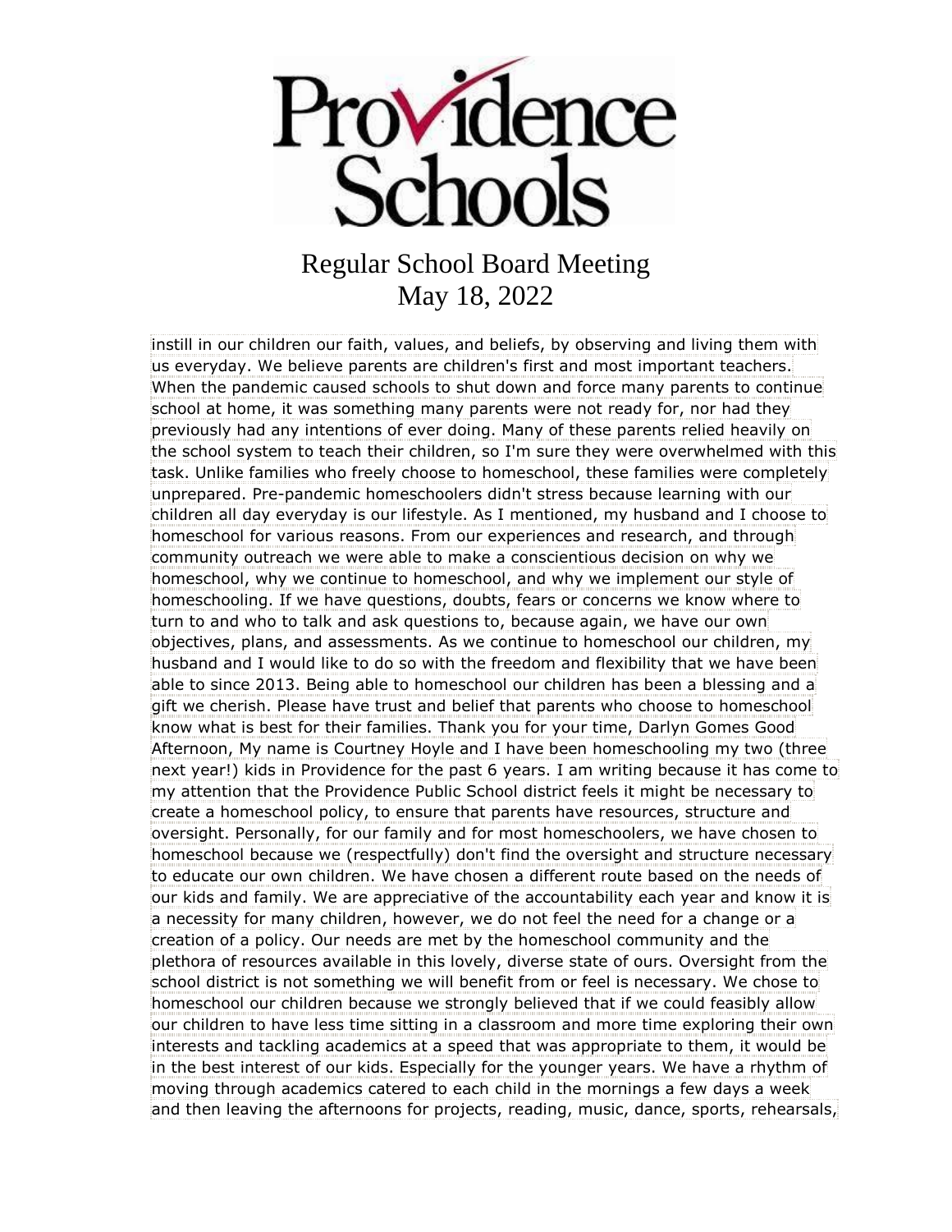instill in our children our faith, values, and beliefs, by observing and living them with us everyday. We believe parents are children's first and most important teachers. When the pandemic caused schools to shut down and force many parents to continue school at home, it was something many parents were not ready for, nor had they previously had any intentions of ever doing. Many of these parents relied heavily on the school system to teach their children, so I'm sure they were overwhelmed with this task. Unlike families who freely choose to homeschool, these families were completely unprepared. Pre-pandemic homeschoolers didn't stress because learning with our children all day everyday is our lifestyle. As I mentioned, my husband and I choose to homeschool for various reasons. From our experiences and research, and through community outreach we were able to make a conscientious decision on why we homeschool, why we continue to homeschool, and why we implement our style of homeschooling. If we have questions, doubts, fears or concerns we know where to turn to and who to talk and ask questions to, because again, we have our own objectives, plans, and assessments. As we continue to homeschool our children, my husband and I would like to do so with the freedom and flexibility that we have been able to since 2013. Being able to homeschool our children has been a blessing and a gift we cherish. Please have trust and belief that parents who choose to homeschool know what is best for their families. Thank you for your time, Darlyn Gomes Good Afternoon, My name is Courtney Hoyle and I have been homeschooling my two (three next year!) kids in Providence for the past 6 years. I am writing because it has come to my attention that the Providence Public School district feels it might be necessary to create a homeschool policy, to ensure that parents have resources, structure and oversight. Personally, for our family and for most homeschoolers, we have chosen to homeschool because we (respectfully) don't find the oversight and structure necessary to educate our own children. We have chosen a different route based on the needs of our kids and family. We are appreciative of the accountability each year and know it is a necessity for many children, however, we do not feel the need for a change or a creation of a policy. Our needs are met by the homeschool community and the plethora of resources available in this lovely, diverse state of ours. Oversight from the school district is not something we will benefit from or feel is necessary. We chose to homeschool our children because we strongly believed that if we could feasibly allow our children to have less time sitting in a classroom and more time exploring their own interests and tackling academics at a speed that was appropriate to them, it would be in the best interest of our kids. Especially for the younger years. We have a rhythm of moving through academics catered to each child in the mornings a few days a week and then leaving the afternoons for projects, reading, music, dance, sports, rehearsals,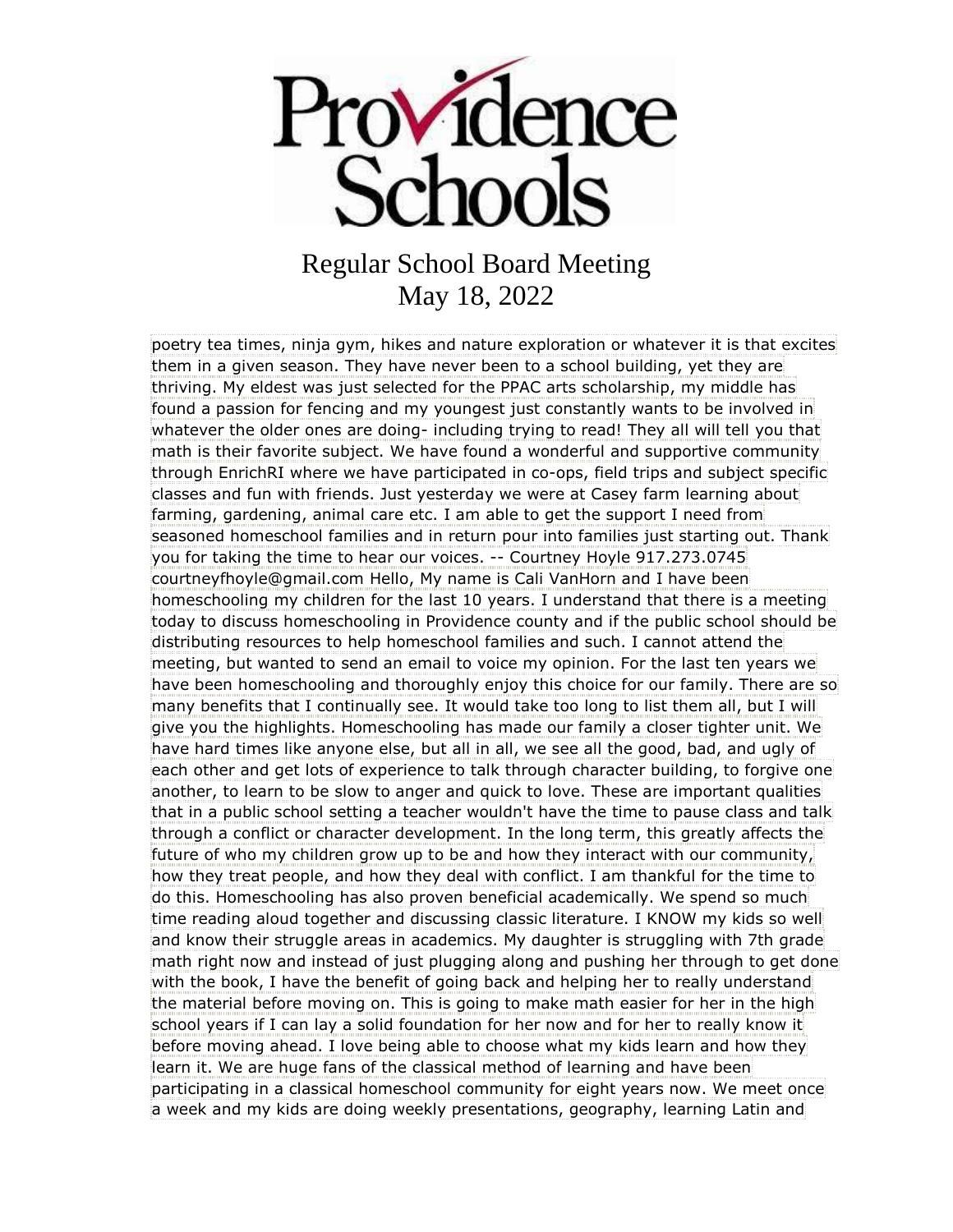poetry tea times, ninja gym, hikes and nature exploration or whatever it is that excites them in a given season. They have never been to a school building, yet they are thriving. My eldest was just selected for the PPAC arts scholarship, my middle has found a passion for fencing and my youngest just constantly wants to be involved in whatever the older ones are doing- including trying to read! They all will tell you that math is their favorite subject. We have found a wonderful and supportive community through EnrichRI where we have participated in co-ops, field trips and subject specific classes and fun with friends. Just yesterday we were at Casey farm learning about farming, gardening, animal care etc. I am able to get the support I need from seasoned homeschool families and in return pour into families just starting out. Thank you for taking the time to hear our voices. -- Courtney Hoyle 917.273.0745 courtneyfhoyle@gmail.com Hello, My name is Cali VanHorn and I have been homeschooling my children for the last 10 years. I understand that there is a meeting today to discuss homeschooling in Providence county and if the public school should be distributing resources to help homeschool families and such. I cannot attend the meeting, but wanted to send an email to voice my opinion. For the last ten years we have been homeschooling and thoroughly enjoy this choice for our family. There are so many benefits that I continually see. It would take too long to list them all, but I will give you the highlights. Homeschooling has made our family a closer tighter unit. We have hard times like anyone else, but all in all, we see all the good, bad, and ugly of each other and get lots of experience to talk through character building, to forgive one another, to learn to be slow to anger and quick to love. These are important qualities that in a public school setting a teacher wouldn't have the time to pause class and talk through a conflict or character development. In the long term, this greatly affects the future of who my children grow up to be and how they interact with our community, how they treat people, and how they deal with conflict. I am thankful for the time to do this. Homeschooling has also proven beneficial academically. We spend so much time reading aloud together and discussing classic literature. I KNOW my kids so well and know their struggle areas in academics. My daughter is struggling with 7th grade math right now and instead of just plugging along and pushing her through to get done with the book, I have the benefit of going back and helping her to really understand the material before moving on. This is going to make math easier for her in the high school years if I can lay a solid foundation for her now and for her to really know it before moving ahead. I love being able to choose what my kids learn and how they learn it. We are huge fans of the classical method of learning and have been participating in a classical homeschool community for eight years now. We meet once a week and my kids are doing weekly presentations, geography, learning Latin and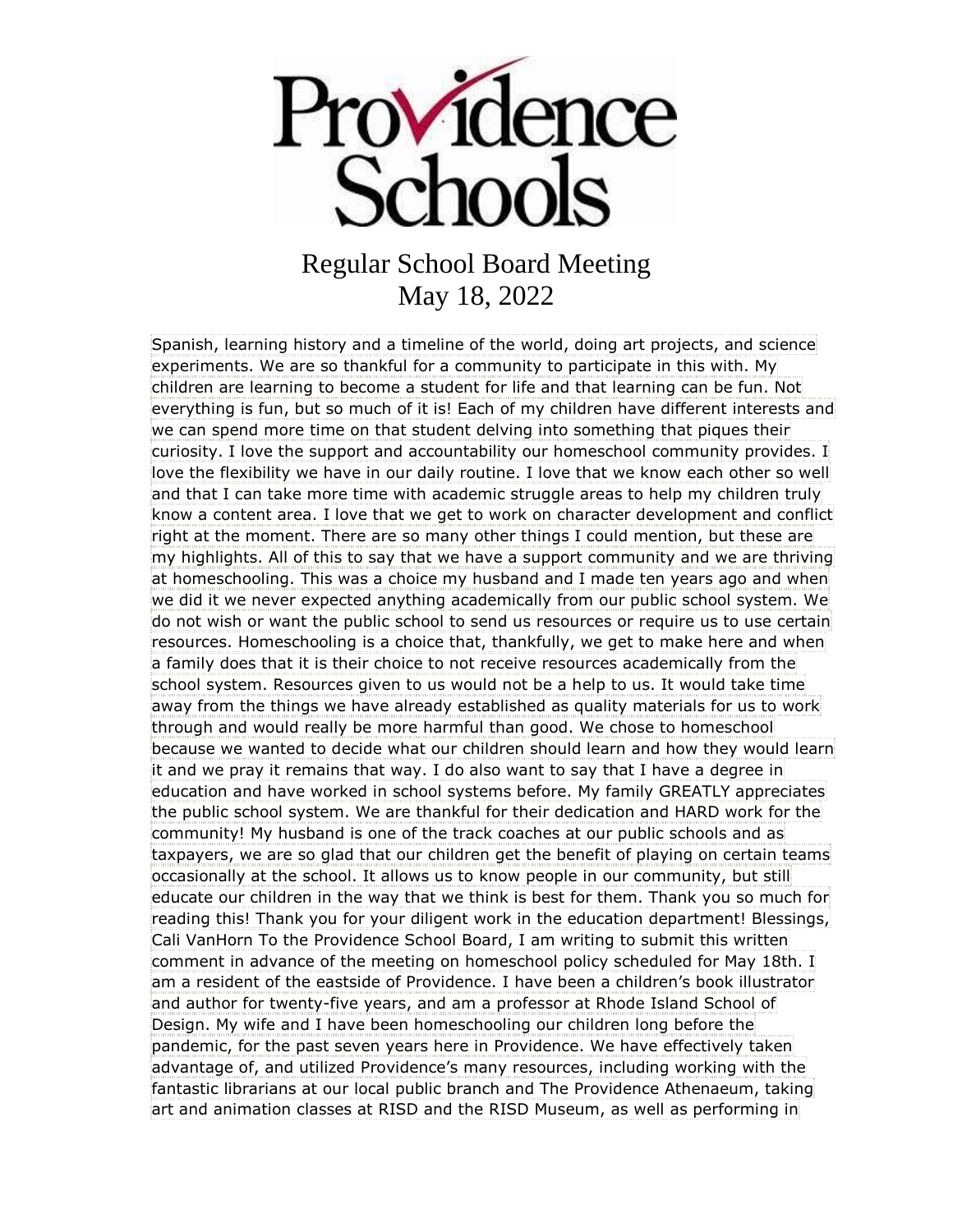# Providence Schools

## Regular School Board Meeting
## May 18, 2022

Spanish, learning history and a timeline of the world, doing art projects, and science experiments. We are so thankful for a community to participate in this with. My children are learning to become a student for life and that learning can be fun. Not everything is fun, but so much of it is! Each of my children have different interests and we can spend more time on that student delving into something that piques their curiosity. I love the support and accountability our homeschool community provides. I love the flexibility we have in our daily routine. I love that we know each other so well and that I can take more time with academic struggle areas to help my children truly know a content area. I love that we get to work on character development and conflict right at the moment. There are so many other things I could mention, but these are my highlights. All of this to say that we have a support community and we are thriving at homeschooling. This was a choice my husband and I made ten years ago and when we did it we never expected anything academically from our public school system. We do not wish or want the public school to send us resources or require us to use certain resources. Homeschooling is a choice that, thankfully, we get to make here and when a family does that it is their choice to not receive resources academically from the school system. Resources given to us would not be a help to us. It would take time away from the things we have already established as quality materials for us to work through and would really be more harmful than good. We chose to homeschool because we wanted to decide what our children should learn and how they would learn it and we pray it remains that way. I do also want to say that I have a degree in education and have worked in school systems before. My family GREATLY appreciates the public school system. We are thankful for their dedication and HARD work for the community! My husband is one of the track coaches at our public schools and as taxpayers, we are so glad that our children get the benefit of playing on certain teams occasionally at the school. It allows us to know people in our community, but still educate our children in the way that we think is best for them. Thank you so much for reading this! Thank you for your diligent work in the education department! Blessings, Cali VanHorn To the Providence School Board, I am writing to submit this written comment in advance of the meeting on homeschool policy scheduled for May 18th. I am a resident of the eastside of Providence. I have been a children's book illustrator and author for twenty-five years, and am a professor at Rhode Island School of Design. My wife and I have been homeschooling our children long before the pandemic, for the past seven years here in Providence. We have effectively taken advantage of, and utilized Providence's many resources, including working with the fantastic librarians at our local public branch and The Providence Athenaeum, taking art and animation classes at RISD and the RISD Museum, as well as performing in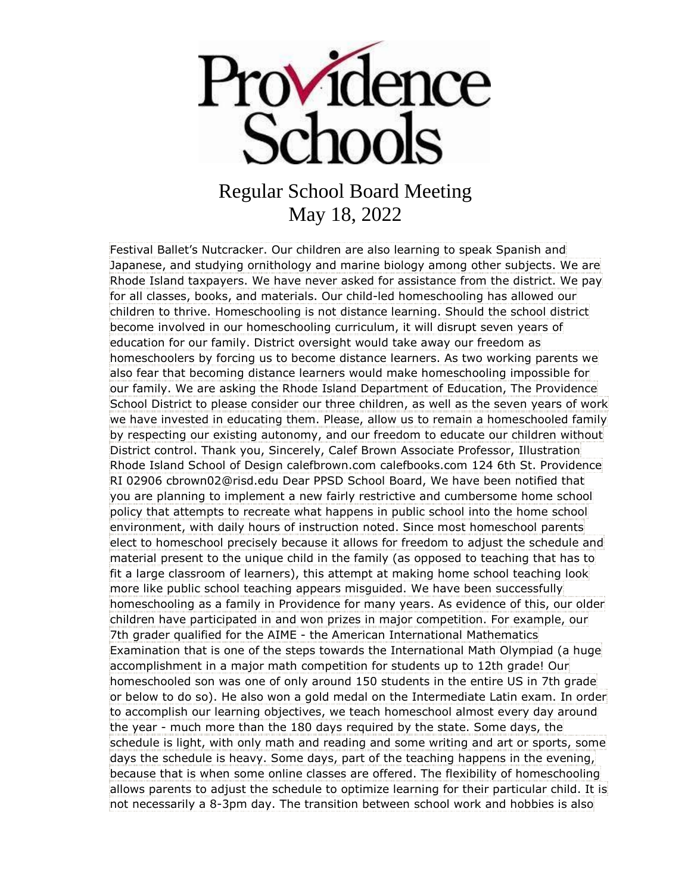Festival Ballet's Nutcracker. Our children are also learning to speak Spanish and Japanese, and studying ornithology and marine biology among other subjects. We are Rhode Island taxpayers. We have never asked for assistance from the district. We pay for all classes, books, and materials. Our child-led homeschooling has allowed our children to thrive. Homeschooling is not distance learning. Should the school district become involved in our homeschooling curriculum, it will disrupt seven years of education for our family. District oversight would take away our freedom as homeschoolers by forcing us to become distance learners. As two working parents we also fear that becoming distance learners would make homeschooling impossible for our family. We are asking the Rhode Island Department of Education, The Providence School District to please consider our three children, as well as the seven years of work we have invested in educating them. Please, allow us to remain a homeschooled family by respecting our existing autonomy, and our freedom to educate our children without District control. Thank you, Sincerely, Calef Brown Associate Professor, Illustration Rhode Island School of Design calefbrown.com calefbooks.com 124 6th St. Providence RI 02906 cbrown02@risd.edu Dear PPSD School Board, We have been notified that you are planning to implement a new fairly restrictive and cumbersome home school policy that attempts to recreate what happens in public school into the home school environment, with daily hours of instruction noted. Since most homeschool parents elect to homeschool precisely because it allows for freedom to adjust the schedule and material present to the unique child in the family (as opposed to teaching that has to fit a large classroom of learners), this attempt at making home school teaching look more like public school teaching appears misguided. We have been successfully homeschooling as a family in Providence for many years. As evidence of this, our older children have participated in and won prizes in major competition. For example, our 7th grader qualified for the AIME - the American International Mathematics Examination that is one of the steps towards the International Math Olympiad (a huge accomplishment in a major math competition for students up to 12th grade! Our homeschooled son was one of only around 150 students in the entire US in 7th grade or below to do so). He also won a gold medal on the Intermediate Latin exam. In order to accomplish our learning objectives, we teach homeschool almost every day around the year - much more than the 180 days required by the state. Some days, the schedule is light, with only math and reading and some writing and art or sports, some days the schedule is heavy. Some days, part of the teaching happens in the evening, because that is when some online classes are offered. The flexibility of homeschooling allows parents to adjust the schedule to optimize learning for their particular child. It is not necessarily a 8-3pm day. The transition between school work and hobbies is also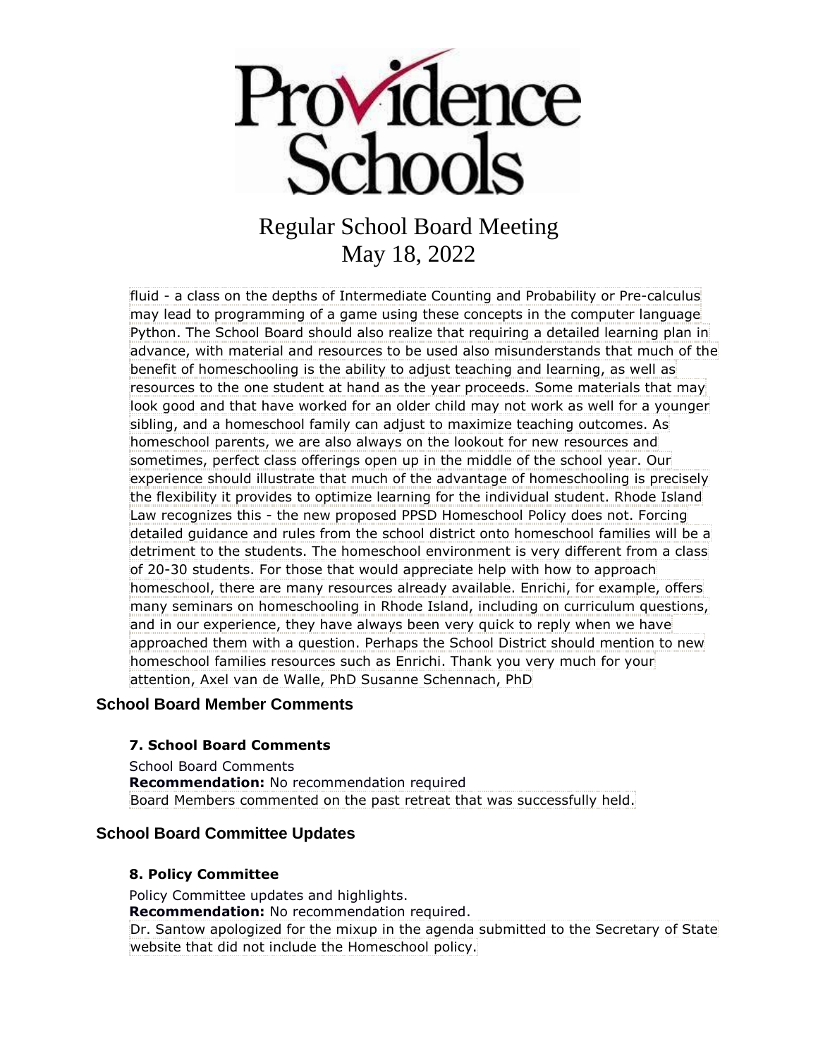# Regular School Board Meeting
May 18, 2022

fluid - a class on the depths of Intermediate Counting and Probability or Pre-calculus may lead to programming of a game using these concepts in the computer language Python. The School Board should also realize that requiring a detailed learning plan in advance, with material and resources to be used also misunderstands that much of the benefit of homeschooling is the ability to adjust teaching and learning, as well as resources to the one student at hand as the year proceeds. Some materials that may look good and that have worked for an older child may not work as well for a younger sibling, and a homeschool family can adjust to maximize teaching outcomes. As homeschool parents, we are also always on the lookout for new resources and sometimes, perfect class offerings open up in the middle of the school year. Our experience should illustrate that much of the advantage of homeschooling is precisely the flexibility it provides to optimize learning for the individual student. Rhode Island Law recognizes this - the new proposed PPSD Homeschool Policy does not. Forcing detailed guidance and rules from the school district onto homeschool families will be a detriment to the students. The homeschool environment is very different from a class of 20-30 students. For those that would appreciate help with how to approach homeschool, there are many resources already available. Enrichi, for example, offers many seminars on homeschooling in Rhode Island, including on curriculum questions, and in our experience, they have always been very quick to reply when we have approached them with a question. Perhaps the School District should mention to new homeschool families resources such as Enrichi. Thank you very much for your attention, Axel van de Walle, PhD Susanne Schennach, PhD

## School Board Member Comments

### 7. School Board Comments

School Board Comments
**Recommendation:** No recommendation required
Board Members commented on the past retreat that was successfully held.

## School Board Committee Updates

### 8. Policy Committee

Policy Committee updates and highlights.
**Recommendation:** No recommendation required.
Dr. Santow apologized for the mixup in the agenda submitted to the Secretary of State website that did not include the Homeschool policy.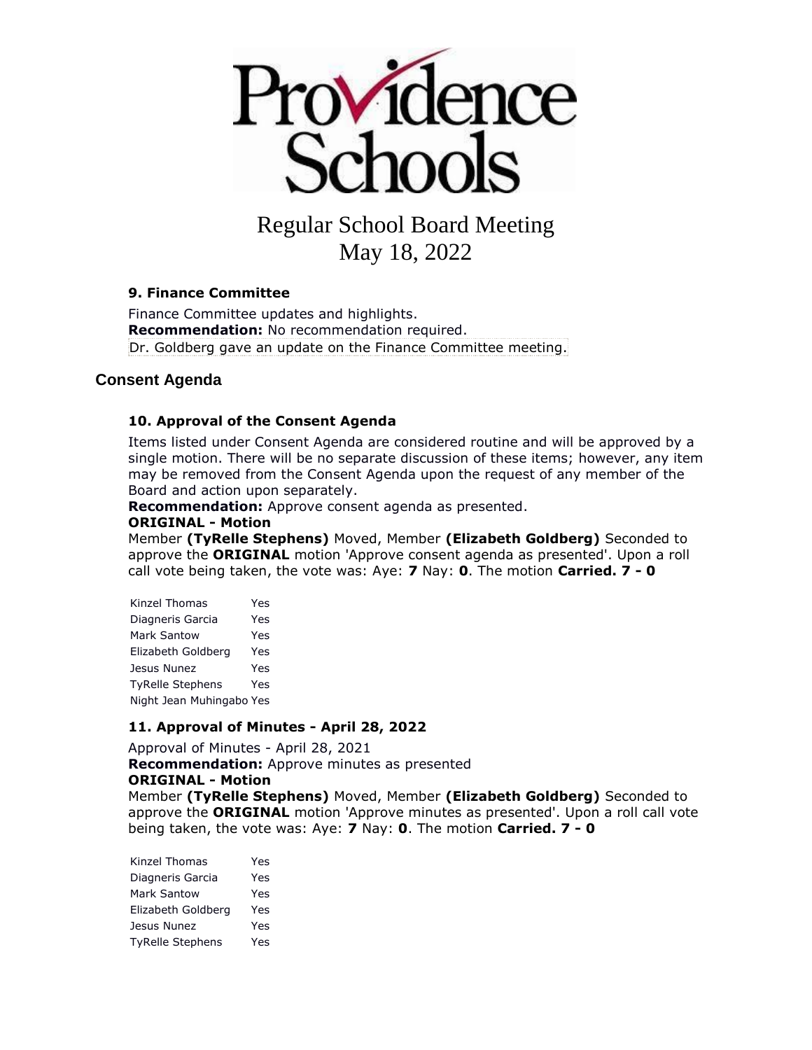# Regular School Board Meeting
# May 18, 2022

### 9. Finance Committee

Finance Committee updates and highlights.
**Recommendation:** No recommendation required.
Dr. Goldberg gave an update on the Finance Committee meeting.

## Consent Agenda

### 10. Approval of the Consent Agenda

Items listed under Consent Agenda are considered routine and will be approved by a single motion. There will be no separate discussion of these items; however, any item may be removed from the Consent Agenda upon the request of any member of the Board and action upon separately.
**Recommendation:** Approve consent agenda as presented.
**ORIGINAL - Motion**
Member **(TyRelle Stephens)** Moved, Member **(Elizabeth Goldberg)** Seconded to approve the **ORIGINAL** motion 'Approve consent agenda as presented'. Upon a roll call vote being taken, the vote was: Aye: **7** Nay: **0**. The motion **Carried. 7 - 0**

| | |
|---|---|
| Kinzel Thomas | Yes |
| Diagneris Garcia | Yes |
| Mark Santow | Yes |
| Elizabeth Goldberg | Yes |
| Jesus Nunez | Yes |
| TyRelle Stephens | Yes |
| Night Jean Muhingabo | Yes |

### 11. Approval of Minutes - April 28, 2022

Approval of Minutes - April 28, 2021
**Recommendation:** Approve minutes as presented
**ORIGINAL - Motion**
Member **(TyRelle Stephens)** Moved, Member **(Elizabeth Goldberg)** Seconded to approve the **ORIGINAL** motion 'Approve minutes as presented'. Upon a roll call vote being taken, the vote was: Aye: **7** Nay: **0**. The motion **Carried. 7 - 0**

| | |
|---|---|
| Kinzel Thomas | Yes |
| Diagneris Garcia | Yes |
| Mark Santow | Yes |
| Elizabeth Goldberg | Yes |
| Jesus Nunez | Yes |
| TyRelle Stephens | Yes |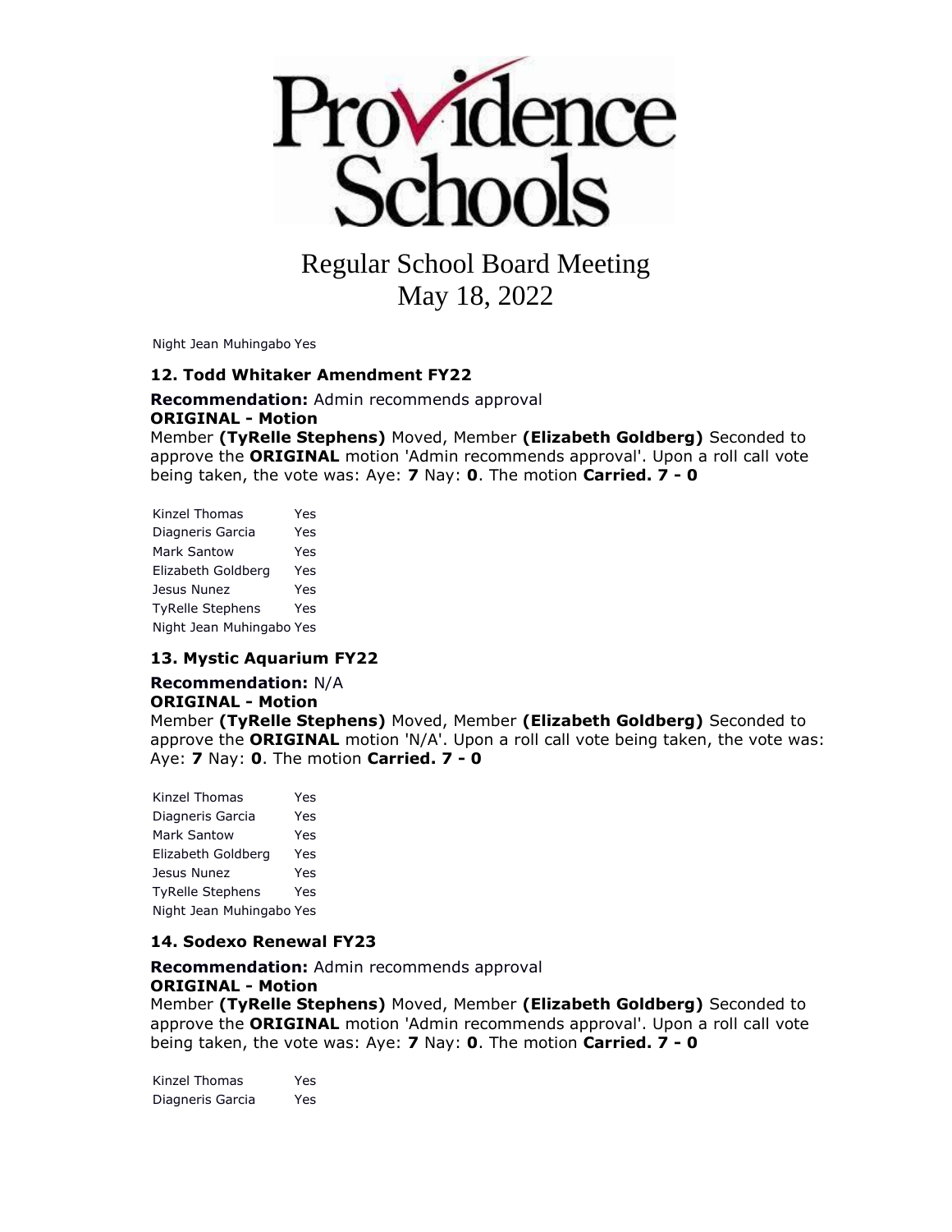Night Jean Muhingabo Yes

### 12. Todd Whitaker Amendment FY22

**Recommendation:** Admin recommends approval
**ORIGINAL - Motion**
Member **(TyRelle Stephens)** Moved, Member **(Elizabeth Goldberg)** Seconded to approve the **ORIGINAL** motion 'Admin recommends approval'. Upon a roll call vote being taken, the vote was: Aye: **7** Nay: **0**. The motion **Carried. 7 - 0**

| | |
|---|---|
| Kinzel Thomas | Yes |
| Diagneris Garcia | Yes |
| Mark Santow | Yes |
| Elizabeth Goldberg | Yes |
| Jesus Nunez | Yes |
| TyRelle Stephens | Yes |
| Night Jean Muhingabo | Yes |

### 13. Mystic Aquarium FY22

**Recommendation:** N/A
**ORIGINAL - Motion**
Member **(TyRelle Stephens)** Moved, Member **(Elizabeth Goldberg)** Seconded to approve the **ORIGINAL** motion 'N/A'. Upon a roll call vote being taken, the vote was: Aye: **7** Nay: **0**. The motion **Carried. 7 - 0**

| | |
|---|---|
| Kinzel Thomas | Yes |
| Diagneris Garcia | Yes |
| Mark Santow | Yes |
| Elizabeth Goldberg | Yes |
| Jesus Nunez | Yes |
| TyRelle Stephens | Yes |
| Night Jean Muhingabo | Yes |

### 14. Sodexo Renewal FY23

**Recommendation:** Admin recommends approval
**ORIGINAL - Motion**
Member **(TyRelle Stephens)** Moved, Member **(Elizabeth Goldberg)** Seconded to approve the **ORIGINAL** motion 'Admin recommends approval'. Upon a roll call vote being taken, the vote was: Aye: **7** Nay: **0**. The motion **Carried. 7 - 0**

| | |
|---|---|
| Kinzel Thomas | Yes |
| Diagneris Garcia | Yes |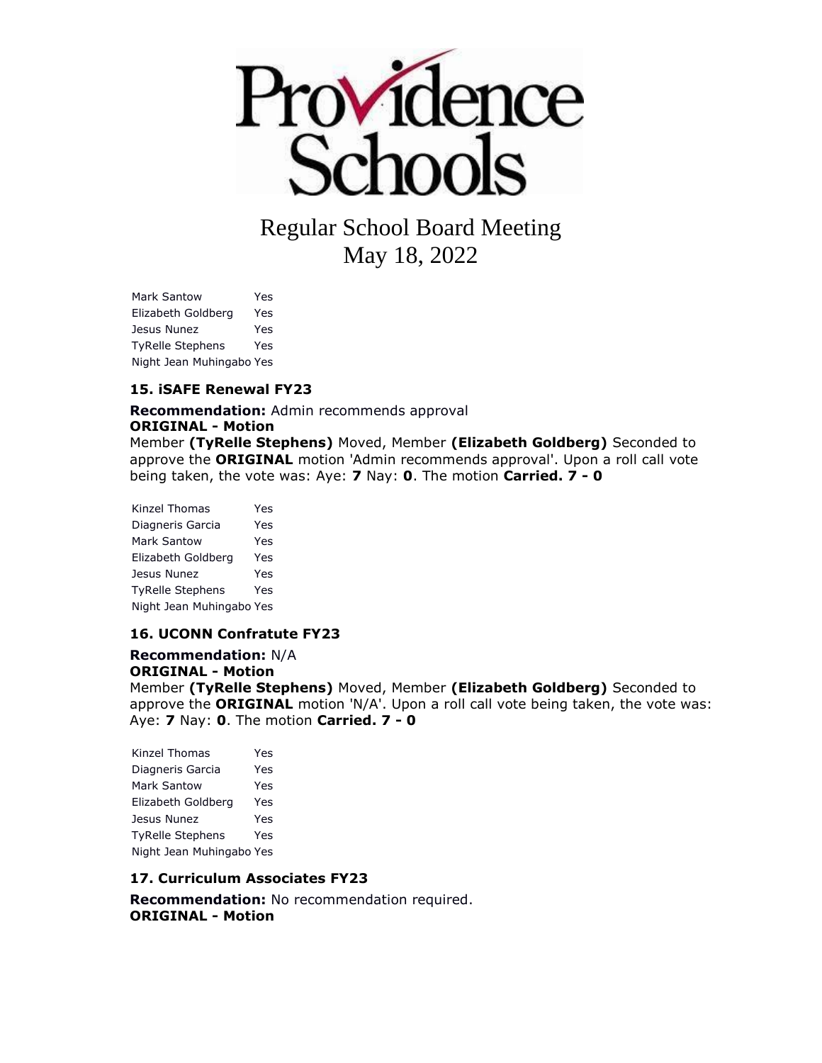# Regular School Board Meeting
# May 18, 2022

| | |
|---|---|
| Mark Santow | Yes |
| Elizabeth Goldberg | Yes |
| Jesus Nunez | Yes |
| TyRelle Stephens | Yes |
| Night Jean Muhingabo | Yes |

### 15. iSAFE Renewal FY23

**Recommendation:** Admin recommends approval
**ORIGINAL - Motion**
Member **(TyRelle Stephens)** Moved, Member **(Elizabeth Goldberg)** Seconded to approve the **ORIGINAL** motion 'Admin recommends approval'. Upon a roll call vote being taken, the vote was: Aye: **7** Nay: **0**. The motion **Carried. 7 - 0**

| | |
|---|---|
| Kinzel Thomas | Yes |
| Diagneris Garcia | Yes |
| Mark Santow | Yes |
| Elizabeth Goldberg | Yes |
| Jesus Nunez | Yes |
| TyRelle Stephens | Yes |
| Night Jean Muhingabo | Yes |

### 16. UCONN Confratute FY23

**Recommendation:** N/A
**ORIGINAL - Motion**
Member **(TyRelle Stephens)** Moved, Member **(Elizabeth Goldberg)** Seconded to approve the **ORIGINAL** motion 'N/A'. Upon a roll call vote being taken, the vote was: Aye: **7** Nay: **0**. The motion **Carried. 7 - 0**

| | |
|---|---|
| Kinzel Thomas | Yes |
| Diagneris Garcia | Yes |
| Mark Santow | Yes |
| Elizabeth Goldberg | Yes |
| Jesus Nunez | Yes |
| TyRelle Stephens | Yes |
| Night Jean Muhingabo | Yes |

### 17. Curriculum Associates FY23

**Recommendation:** No recommendation required.
**ORIGINAL - Motion**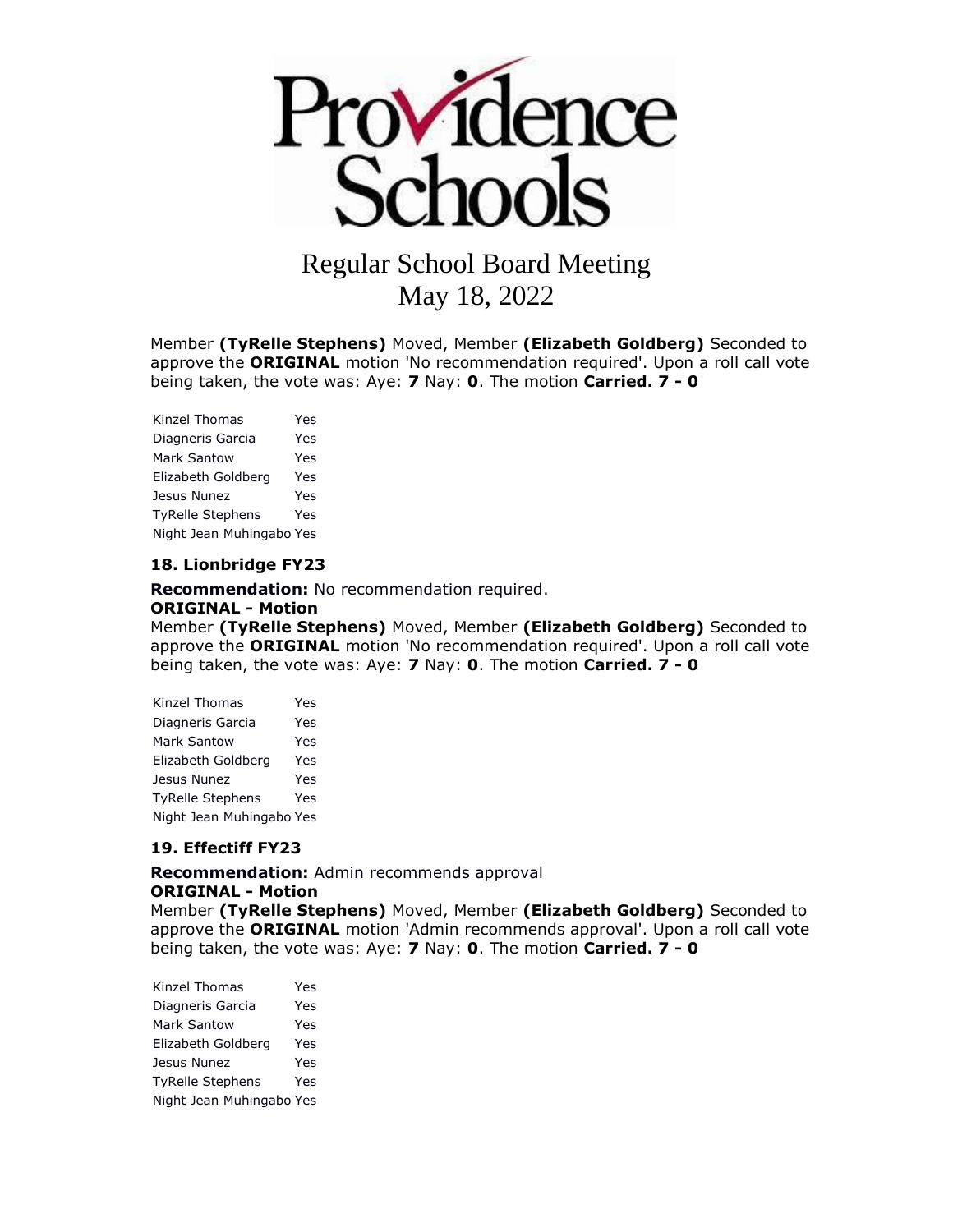# Regular School Board Meeting
# May 18, 2022

Member **(TyRelle Stephens)** Moved, Member **(Elizabeth Goldberg)** Seconded to approve the **ORIGINAL** motion 'No recommendation required'. Upon a roll call vote being taken, the vote was: Aye: **7** Nay: **0**. The motion **Carried. 7 - 0**

| | |
|---|---|
| Kinzel Thomas | Yes |
| Diagneris Garcia | Yes |
| Mark Santow | Yes |
| Elizabeth Goldberg | Yes |
| Jesus Nunez | Yes |
| TyRelle Stephens | Yes |
| Night Jean Muhingabo | Yes |

### 18. Lionbridge FY23

**Recommendation:** No recommendation required.
**ORIGINAL - Motion**
Member **(TyRelle Stephens)** Moved, Member **(Elizabeth Goldberg)** Seconded to approve the **ORIGINAL** motion 'No recommendation required'. Upon a roll call vote being taken, the vote was: Aye: **7** Nay: **0**. The motion **Carried. 7 - 0**

| | |
|---|---|
| Kinzel Thomas | Yes |
| Diagneris Garcia | Yes |
| Mark Santow | Yes |
| Elizabeth Goldberg | Yes |
| Jesus Nunez | Yes |
| TyRelle Stephens | Yes |
| Night Jean Muhingabo | Yes |

### 19. Effectiff FY23

**Recommendation:** Admin recommends approval
**ORIGINAL - Motion**
Member **(TyRelle Stephens)** Moved, Member **(Elizabeth Goldberg)** Seconded to approve the **ORIGINAL** motion 'Admin recommends approval'. Upon a roll call vote being taken, the vote was: Aye: **7** Nay: **0**. The motion **Carried. 7 - 0**

| | |
|---|---|
| Kinzel Thomas | Yes |
| Diagneris Garcia | Yes |
| Mark Santow | Yes |
| Elizabeth Goldberg | Yes |
| Jesus Nunez | Yes |
| TyRelle Stephens | Yes |
| Night Jean Muhingabo | Yes |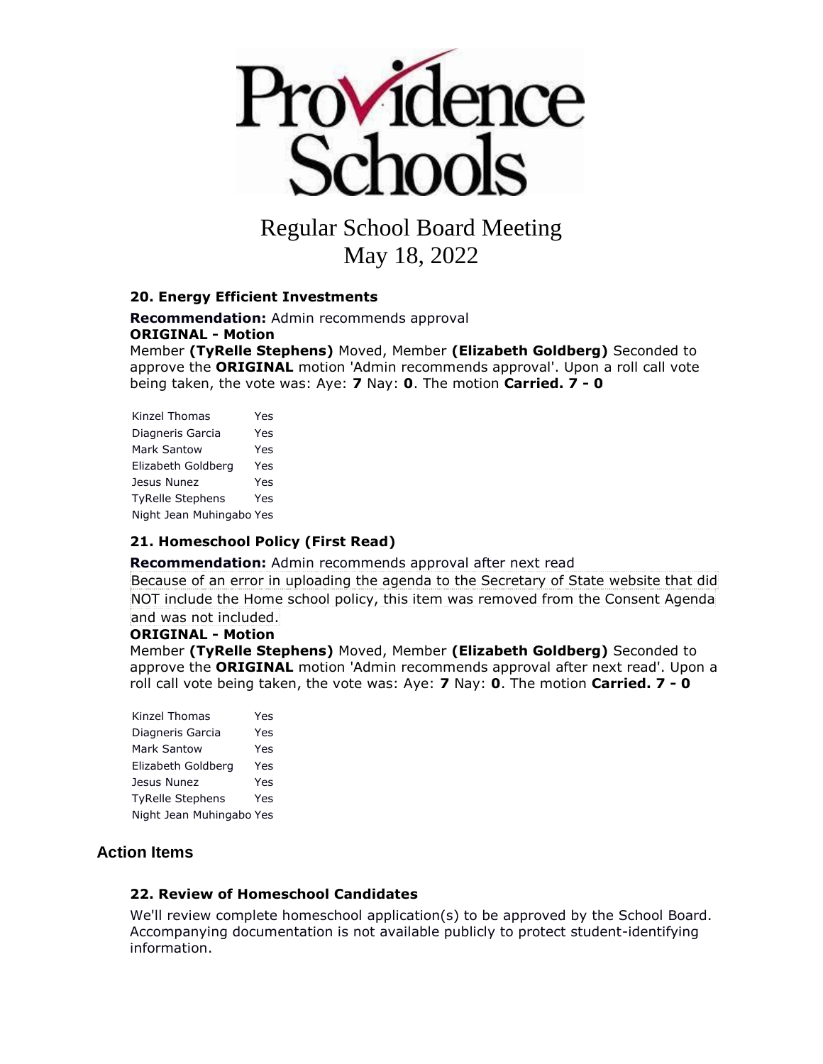# Regular School Board Meeting
# May 18, 2022

### 20. Energy Efficient Investments

**Recommendation:** Admin recommends approval
**ORIGINAL - Motion**
Member **(TyRelle Stephens)** Moved, Member **(Elizabeth Goldberg)** Seconded to approve the **ORIGINAL** motion 'Admin recommends approval'. Upon a roll call vote being taken, the vote was: Aye: **7** Nay: **0**. The motion **Carried. 7 - 0**

| | |
|---|---|
| Kinzel Thomas | Yes |
| Diagneris Garcia | Yes |
| Mark Santow | Yes |
| Elizabeth Goldberg | Yes |
| Jesus Nunez | Yes |
| TyRelle Stephens | Yes |
| Night Jean Muhingabo | Yes |

### 21. Homeschool Policy (First Read)

**Recommendation:** Admin recommends approval after next read
Because of an error in uploading the agenda to the Secretary of State website that did NOT include the Home school policy, this item was removed from the Consent Agenda and was not included.
**ORIGINAL - Motion**
Member **(TyRelle Stephens)** Moved, Member **(Elizabeth Goldberg)** Seconded to approve the **ORIGINAL** motion 'Admin recommends approval after next read'. Upon a roll call vote being taken, the vote was: Aye: **7** Nay: **0**. The motion **Carried. 7 - 0**

| | |
|---|---|
| Kinzel Thomas | Yes |
| Diagneris Garcia | Yes |
| Mark Santow | Yes |
| Elizabeth Goldberg | Yes |
| Jesus Nunez | Yes |
| TyRelle Stephens | Yes |
| Night Jean Muhingabo | Yes |

## Action Items

### 22. Review of Homeschool Candidates

We'll review complete homeschool application(s) to be approved by the School Board. Accompanying documentation is not available publicly to protect student-identifying information.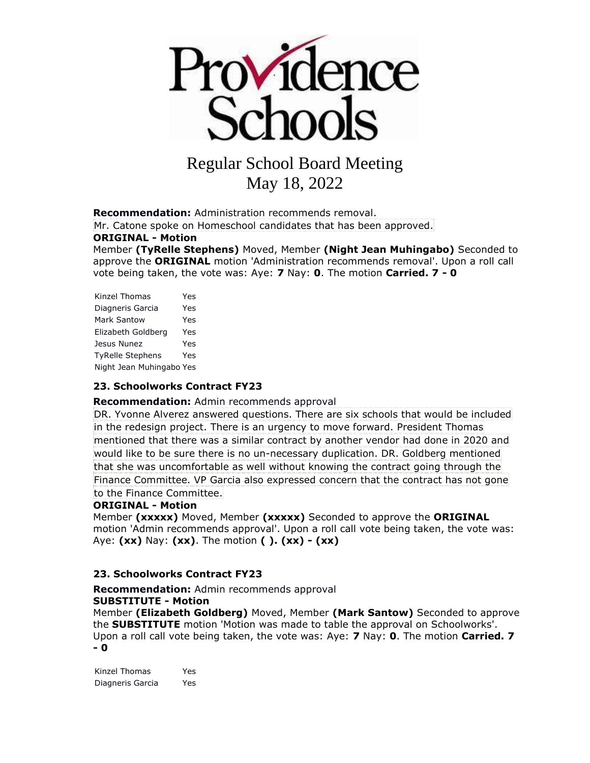Providence Schools

Regular School Board Meeting
May 18, 2022

**Recommendation:** Administration recommends removal.
Mr. Catone spoke on Homeschool candidates that has been approved.
**ORIGINAL - Motion**
Member **(TyRelle Stephens)** Moved, Member **(Night Jean Muhingabo)** Seconded to approve the **ORIGINAL** motion 'Administration recommends removal'. Upon a roll call vote being taken, the vote was: Aye: **7** Nay: **0**. The motion **Carried. 7 - 0**

| | |
|---|---|
| Kinzel Thomas | Yes |
| Diagneris Garcia | Yes |
| Mark Santow | Yes |
| Elizabeth Goldberg | Yes |
| Jesus Nunez | Yes |
| TyRelle Stephens | Yes |
| Night Jean Muhingabo | Yes |

### 23. Schoolworks Contract FY23

**Recommendation:** Admin recommends approval
DR. Yvonne Alverez answered questions. There are six schools that would be included in the redesign project. There is an urgency to move forward. President Thomas mentioned that there was a similar contract by another vendor had done in 2020 and would like to be sure there is no un-necessary duplication. DR. Goldberg mentioned that she was uncomfortable as well without knowing the contract going through the Finance Committee. VP Garcia also expressed concern that the contract has not gone to the Finance Committee.
**ORIGINAL - Motion**
Member **(xxxxx)** Moved, Member **(xxxxx)** Seconded to approve the **ORIGINAL** motion 'Admin recommends approval'. Upon a roll call vote being taken, the vote was: Aye: **(xx)** Nay: **(xx)**. The motion **( ). (xx) - (xx)**

### 23. Schoolworks Contract FY23

**Recommendation:** Admin recommends approval
**SUBSTITUTE - Motion**
Member **(Elizabeth Goldberg)** Moved, Member **(Mark Santow)** Seconded to approve the **SUBSTITUTE** motion 'Motion was made to table the approval on Schoolworks'. Upon a roll call vote being taken, the vote was: Aye: **7** Nay: **0**. The motion **Carried. 7 - 0**

| | |
|---|---|
| Kinzel Thomas | Yes |
| Diagneris Garcia | Yes |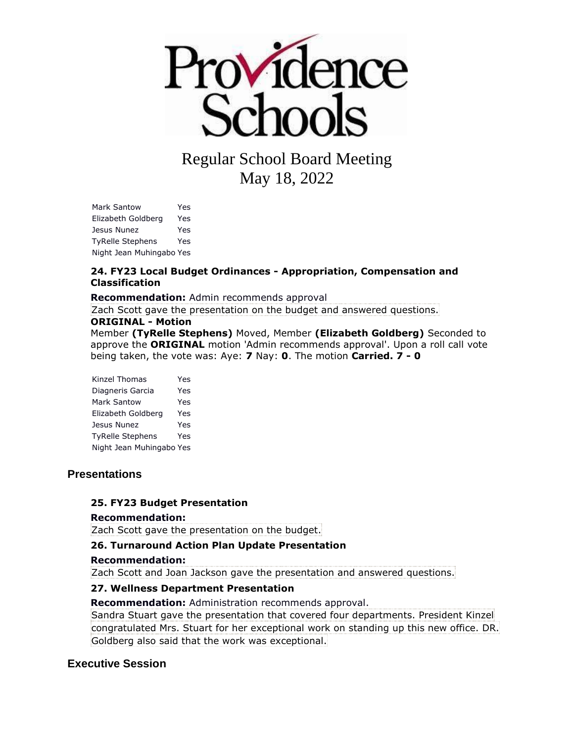Regular School Board Meeting
May 18, 2022

| | |
|---|---|
| Mark Santow | Yes |
| Elizabeth Goldberg | Yes |
| Jesus Nunez | Yes |
| TyRelle Stephens | Yes |
| Night Jean Muhingabo | Yes |

**24. FY23 Local Budget Ordinances - Appropriation, Compensation and Classification**

**Recommendation:** Admin recommends approval

Zach Scott gave the presentation on the budget and answered questions.

**ORIGINAL - Motion**

Member **(TyRelle Stephens)** Moved, Member **(Elizabeth Goldberg)** Seconded to approve the **ORIGINAL** motion 'Admin recommends approval'. Upon a roll call vote being taken, the vote was: Aye: **7** Nay: **0**. The motion **Carried. 7 - 0**

| | |
|---|---|
| Kinzel Thomas | Yes |
| Diagneris Garcia | Yes |
| Mark Santow | Yes |
| Elizabeth Goldberg | Yes |
| Jesus Nunez | Yes |
| TyRelle Stephens | Yes |
| Night Jean Muhingabo | Yes |

## Presentations

**25. FY23 Budget Presentation**

**Recommendation:**

Zach Scott gave the presentation on the budget.

**26. Turnaround Action Plan Update Presentation**

**Recommendation:**

Zach Scott and Joan Jackson gave the presentation and answered questions.

**27. Wellness Department Presentation**

**Recommendation:** Administration recommends approval.

Sandra Stuart gave the presentation that covered four departments. President Kinzel congratulated Mrs. Stuart for her exceptional work on standing up this new office. DR. Goldberg also said that the work was exceptional.

## Executive Session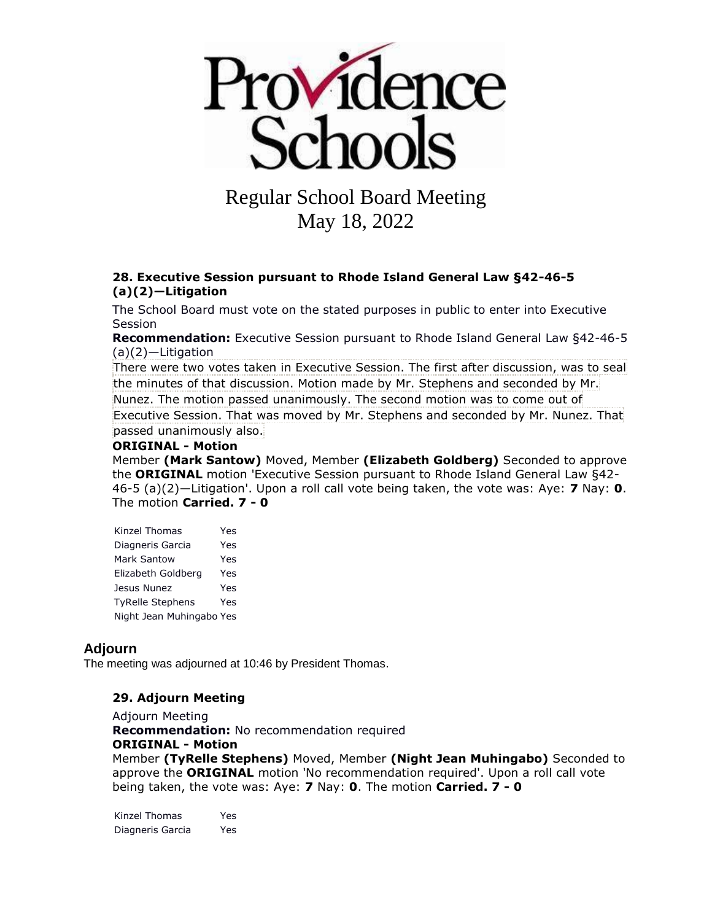Regular School Board Meeting
May 18, 2022

### 28. Executive Session pursuant to Rhode Island General Law §42-46-5 (a)(2)—Litigation

The School Board must vote on the stated purposes in public to enter into Executive Session

**Recommendation:** Executive Session pursuant to Rhode Island General Law §42-46-5 (a)(2)—Litigation

There were two votes taken in Executive Session. The first after discussion, was to seal the minutes of that discussion. Motion made by Mr. Stephens and seconded by Mr. Nunez. The motion passed unanimously. The second motion was to come out of Executive Session. That was moved by Mr. Stephens and seconded by Mr. Nunez. That passed unanimously also.

**ORIGINAL - Motion**

Member **(Mark Santow)** Moved, Member **(Elizabeth Goldberg)** Seconded to approve the **ORIGINAL** motion 'Executive Session pursuant to Rhode Island General Law §42-46-5 (a)(2)—Litigation'. Upon a roll call vote being taken, the vote was: Aye: **7** Nay: **0**. The motion **Carried. 7 - 0**

| | |
|---|---|
| Kinzel Thomas | Yes |
| Diagneris Garcia | Yes |
| Mark Santow | Yes |
| Elizabeth Goldberg | Yes |
| Jesus Nunez | Yes |
| TyRelle Stephens | Yes |
| Night Jean Muhingabo | Yes |

## Adjourn

The meeting was adjourned at 10:46 by President Thomas.

### 29. Adjourn Meeting

Adjourn Meeting

**Recommendation:** No recommendation required

**ORIGINAL - Motion**

Member **(TyRelle Stephens)** Moved, Member **(Night Jean Muhingabo)** Seconded to approve the **ORIGINAL** motion 'No recommendation required'. Upon a roll call vote being taken, the vote was: Aye: **7** Nay: **0**. The motion **Carried. 7 - 0**

| | |
|---|---|
| Kinzel Thomas | Yes |
| Diagneris Garcia | Yes |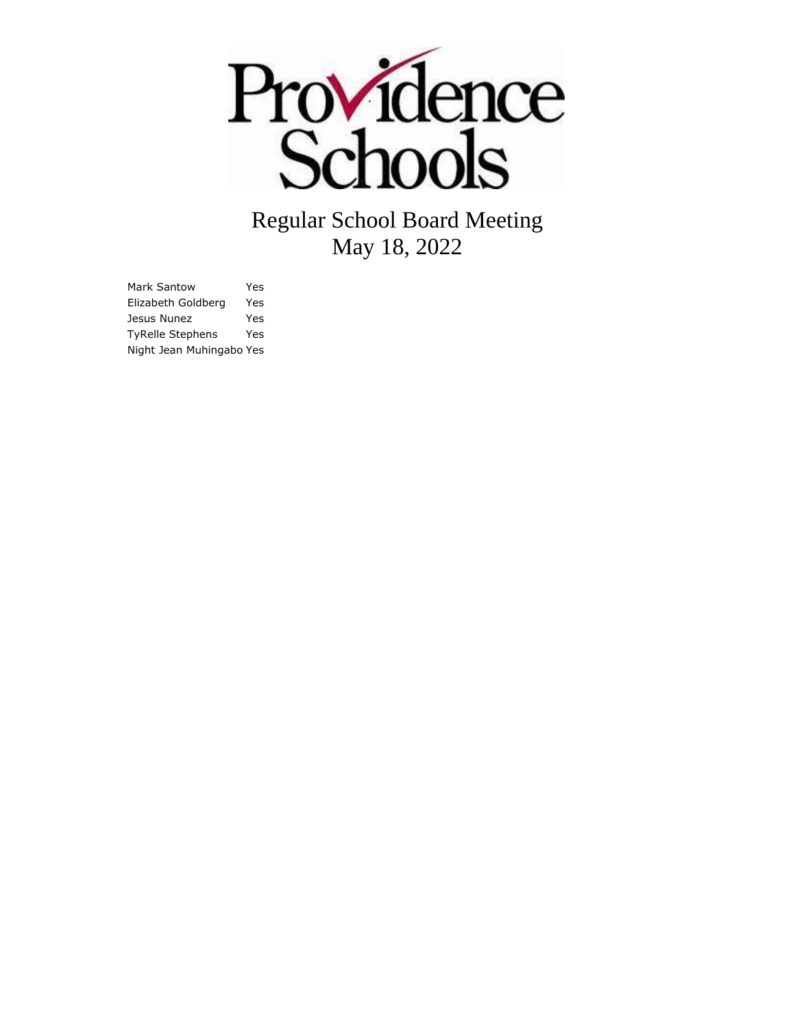Providence Schools

# Regular School Board Meeting
## May 18, 2022

| | |
|---|---|
| Mark Santow | Yes |
| Elizabeth Goldberg | Yes |
| Jesus Nunez | Yes |
| TyRelle Stephens | Yes |
| Night Jean Muhingabo | Yes |